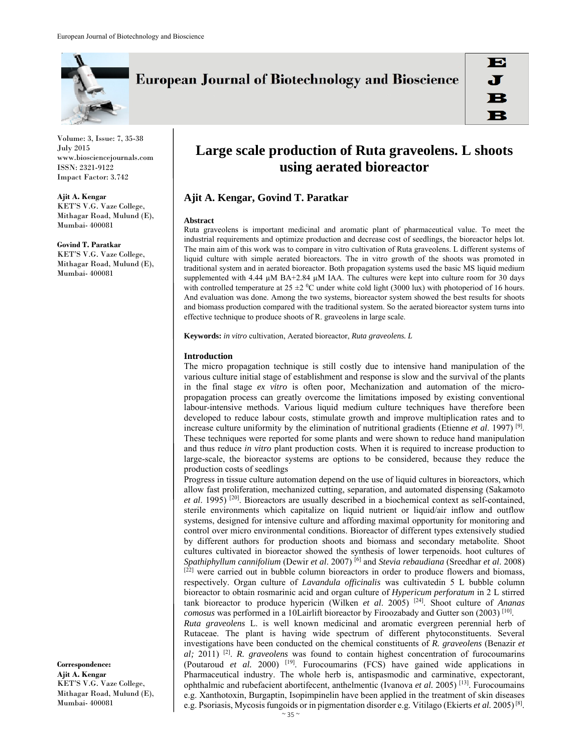Ajit A. Kengar
KET'S V.G. Vaze College, Mithagar Road, Mulund (E), Mumbai- 400081

Govind T. Paratkar
KET'S V.G. Vaze College, Mithagar Road, Mulund (E), Mumbai- 400081

**Correspondence:**
**Ajit A. Kengar**
KET'S V.G. Vaze College, Mithagar Road, Mulund (E), Mumbai- 400081

# Large scale production of Ruta graveolens. L shoots using aerated bioreactor

## Ajit A. Kengar, Govind T. Paratkar

### Abstract

Ruta graveolens is important medicinal and aromatic plant of pharmaceutical value. To meet the industrial requirements and optimize production and decrease cost of seedlings, the bioreactor helps lot. The main aim of this work was to compare in vitro cultivation of Ruta graveolens. L different systems of liquid culture with simple aerated bioreactors. The in vitro growth of the shoots was promoted in traditional system and in aerated bioreactor. Both propagation systems used the basic MS liquid medium supplemented with 4.44 µM BA+2.84 µM IAA. The cultures were kept into culture room for 30 days with controlled temperature at 25 ±2 $^0$C under white cold light (3000 lux) with photoperiod of 16 hours. And evaluation was done. Among the two systems, bioreactor system showed the best results for shoots and biomass production compared with the traditional system. So the aerated bioreactor system turns into effective technique to produce shoots of R. graveolens in large scale.

**Keywords:** *in vitro* cultivation, Aerated bioreactor, *Ruta graveolens. L*

### Introduction

The micro propagation technique is still costly due to intensive hand manipulation of the various culture initial stage of establishment and response is slow and the survival of the plants in the final stage *ex vitro* is often poor, Mechanization and automation of the micro-propagation process can greatly overcome the limitations imposed by existing conventional labour-intensive methods. Various liquid medium culture techniques have therefore been developed to reduce labour costs, stimulate growth and improve multiplication rates and to increase culture uniformity by the elimination of nutritional gradients (Etienne *et al*. 1997) [9]. These techniques were reported for some plants and were shown to reduce hand manipulation and thus reduce *in vitro* plant production costs. When it is required to increase production to large-scale, the bioreactor systems are options to be considered, because they reduce the production costs of seedlings

Progress in tissue culture automation depend on the use of liquid cultures in bioreactors, which allow fast proliferation, mechanized cutting, separation, and automated dispensing (Sakamoto *et al*. 1995) [20]. Bioreactors are usually described in a biochemical context as self-contained, sterile environments which capitalize on liquid nutrient or liquid/air inflow and outflow systems, designed for intensive culture and affording maximal opportunity for monitoring and control over micro environmental conditions. Bioreactor of different types extensively studied by different authors for production shoots and biomass and secondary metabolite. Shoot cultures cultivated in bioreactor showed the synthesis of lower terpenoids. hoot cultures of *Spathiphyllum cannifolium* (Dewir *et al*. 2007) [6] and *Stevia rebaudiana* (Sreedhar *et al*. 2008) [22] were carried out in bubble column bioreactors in order to produce flowers and biomass, respectively. Organ culture of *Lavandula officinalis* was cultivatedin 5 L bubble column bioreactor to obtain rosmarinic acid and organ culture of *Hypericum perforatum* in 2 L stirred tank bioreactor to produce hypericin (Wilken *et al*. 2005) [24]. Shoot culture of *Ananas comosus* was performed in a 10Lairlift bioreactor by Firoozabady and Gutter son (2003) [10].

*Ruta graveolens* L. is well known medicinal and aromatic evergreen perennial herb of Rutaceae. The plant is having wide spectrum of different phytoconstituents. Several investigations have been conducted on the chemical constituents of *R. graveolens* (Benazir *et al;* 2011) [2]. *R. graveolens* was found to contain highest concentration of furocoumarins (Poutaroud *et al.* 2000) [19]. Furocoumarins (FCS) have gained wide applications in Pharmaceutical industry. The whole herb is, antispasmodic and carminative, expectorant, ophthalmic and rubefacient abortifecent, anthelmentic (Ivanova *et al.* 2005) [13]. Furocoumains e.g. Xanthotoxin, Burgaptin, Isopimpinelin have been applied in the treatment of skin diseases e.g. Psoriasis, Mycosis fungoids or in pigmentation disorder e.g. Vitilago (Ekierts *et al.* 2005) [8].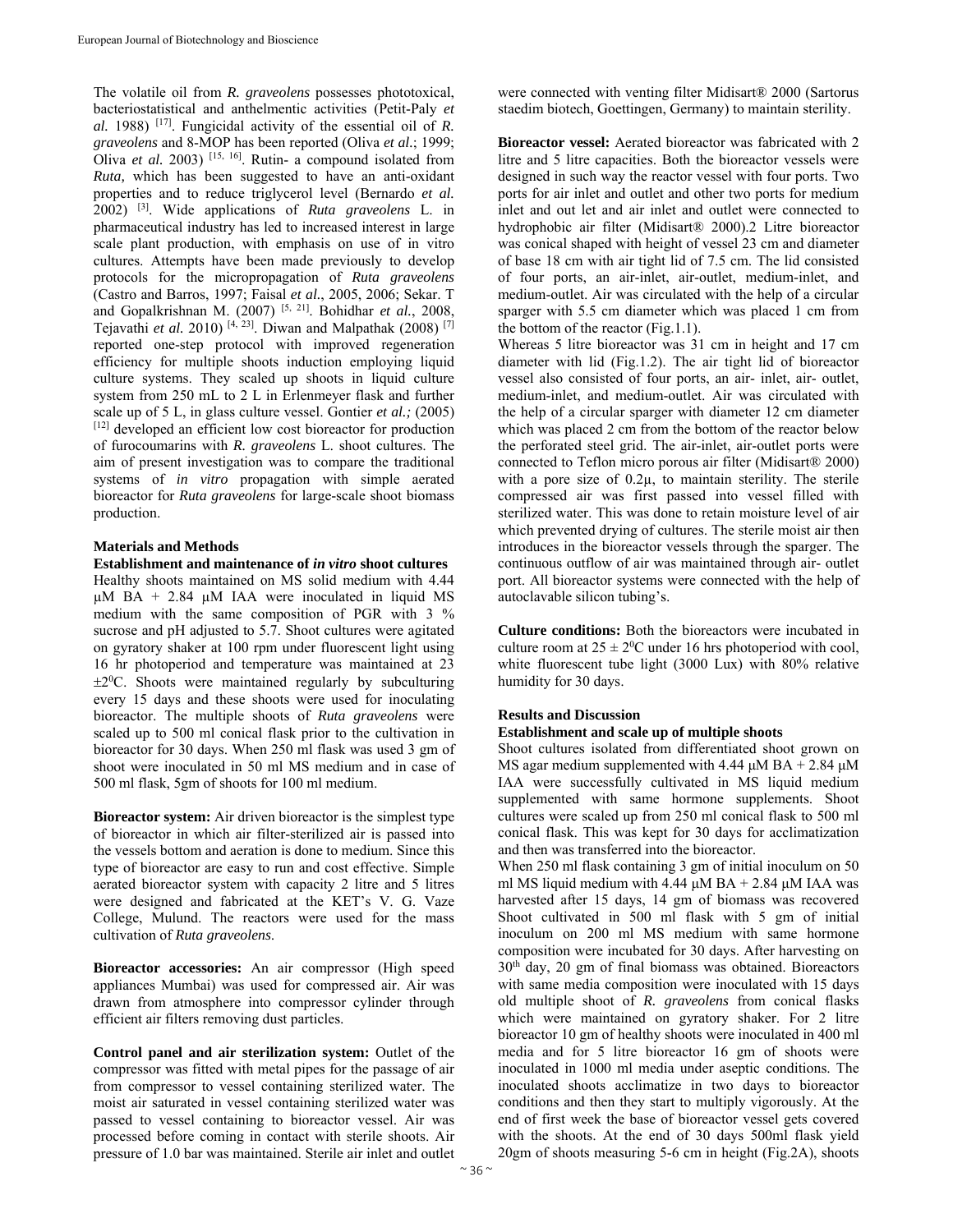The volatile oil from *R. graveolens* possesses phototoxical, bacteriostatistical and anthelmentic activities (Petit-Paly *et al.* 1988) [17]. Fungicidal activity of the essential oil of *R. graveolens* and 8-MOP has been reported (Oliva *et al.*; 1999; Oliva *et al.* 2003) [15, 16]. Rutin- a compound isolated from *Ruta,* which has been suggested to have an anti-oxidant properties and to reduce triglycerol level (Bernardo *et al.* 2002) [3]. Wide applications of *Ruta graveolens* L. in pharmaceutical industry has led to increased interest in large scale plant production, with emphasis on use of in vitro cultures. Attempts have been made previously to develop protocols for the micropropagation of *Ruta graveolens* (Castro and Barros, 1997; Faisal *et al.*, 2005, 2006; Sekar. T and Gopalkrishnan M. (2007) [5, 21]. Bohidhar *et al.*, 2008, Tejavathi *et al.* 2010) [4, 23]. Diwan and Malpathak (2008) [7] reported one-step protocol with improved regeneration efficiency for multiple shoots induction employing liquid culture systems. They scaled up shoots in liquid culture system from 250 mL to 2 L in Erlenmeyer flask and further scale up of 5 L, in glass culture vessel. Gontier *et al.;* (2005) [12] developed an efficient low cost bioreactor for production of furocoumarins with *R. graveolens* L. shoot cultures. The aim of present investigation was to compare the traditional systems of *in vitro* propagation with simple aerated bioreactor for *Ruta graveolens* for large-scale shoot biomass production.

## Materials and Methods

**Establishment and maintenance of *in vitro* shoot cultures**

Healthy shoots maintained on MS solid medium with 4.44 μM BA + 2.84 μM IAA were inoculated in liquid MS medium with the same composition of PGR with 3 % sucrose and pH adjusted to 5.7. Shoot cultures were agitated on gyratory shaker at 100 rpm under fluorescent light using 16 hr photoperiod and temperature was maintained at 23 $\pm 2^0$C. Shoots were maintained regularly by subculturing every 15 days and these shoots were used for inoculating bioreactor. The multiple shoots of *Ruta graveolens* were scaled up to 500 ml conical flask prior to the cultivation in bioreactor for 30 days. When 250 ml flask was used 3 gm of shoot were inoculated in 50 ml MS medium and in case of 500 ml flask, 5gm of shoots for 100 ml medium.

**Bioreactor system:** Air driven bioreactor is the simplest type of bioreactor in which air filter-sterilized air is passed into the vessels bottom and aeration is done to medium. Since this type of bioreactor are easy to run and cost effective. Simple aerated bioreactor system with capacity 2 litre and 5 litres were designed and fabricated at the KET's V. G. Vaze College, Mulund. The reactors were used for the mass cultivation of *Ruta graveolens*.

**Bioreactor accessories:** An air compressor (High speed appliances Mumbai) was used for compressed air. Air was drawn from atmosphere into compressor cylinder through efficient air filters removing dust particles.

**Control panel and air sterilization system:** Outlet of the compressor was fitted with metal pipes for the passage of air from compressor to vessel containing sterilized water. The moist air saturated in vessel containing sterilized water was passed to vessel containing to bioreactor vessel. Air was processed before coming in contact with sterile shoots. Air pressure of 1.0 bar was maintained. Sterile air inlet and outlet were connected with venting filter Midisart® 2000 (Sartorus staedim biotech, Goettingen, Germany) to maintain sterility.

**Bioreactor vessel:** Aerated bioreactor was fabricated with 2 litre and 5 litre capacities. Both the bioreactor vessels were designed in such way the reactor vessel with four ports. Two ports for air inlet and outlet and other two ports for medium inlet and out let and air inlet and outlet were connected to hydrophobic air filter (Midisart® 2000).2 Litre bioreactor was conical shaped with height of vessel 23 cm and diameter of base 18 cm with air tight lid of 7.5 cm. The lid consisted of four ports, an air-inlet, air-outlet, medium-inlet, and medium-outlet. Air was circulated with the help of a circular sparger with 5.5 cm diameter which was placed 1 cm from the bottom of the reactor (Fig.1.1).

Whereas 5 litre bioreactor was 31 cm in height and 17 cm diameter with lid (Fig.1.2). The air tight lid of bioreactor vessel also consisted of four ports, an air- inlet, air- outlet, medium-inlet, and medium-outlet. Air was circulated with the help of a circular sparger with diameter 12 cm diameter which was placed 2 cm from the bottom of the reactor below the perforated steel grid. The air-inlet, air-outlet ports were connected to Teflon micro porous air filter (Midisart® 2000) with a pore size of 0.2μ, to maintain sterility. The sterile compressed air was first passed into vessel filled with sterilized water. This was done to retain moisture level of air which prevented drying of cultures. The sterile moist air then introduces in the bioreactor vessels through the sparger. The continuous outflow of air was maintained through air- outlet port. All bioreactor systems were connected with the help of autoclavable silicon tubing's.

**Culture conditions:** Both the bioreactors were incubated in culture room at $25 \pm 2^0$C under 16 hrs photoperiod with cool, white fluorescent tube light (3000 Lux) with 80% relative humidity for 30 days.

## Results and Discussion

**Establishment and scale up of multiple shoots**

Shoot cultures isolated from differentiated shoot grown on MS agar medium supplemented with 4.44 μM BA + 2.84 μM IAA were successfully cultivated in MS liquid medium supplemented with same hormone supplements. Shoot cultures were scaled up from 250 ml conical flask to 500 ml conical flask. This was kept for 30 days for acclimatization and then was transferred into the bioreactor.

When 250 ml flask containing 3 gm of initial inoculum on 50 ml MS liquid medium with 4.44 μM BA + 2.84 μM IAA was harvested after 15 days, 14 gm of biomass was recovered Shoot cultivated in 500 ml flask with 5 gm of initial inoculum on 200 ml MS medium with same hormone composition were incubated for 30 days. After harvesting on 30th day, 20 gm of final biomass was obtained. Bioreactors with same media composition were inoculated with 15 days old multiple shoot of *R. graveolens* from conical flasks which were maintained on gyratory shaker. For 2 litre bioreactor 10 gm of healthy shoots were inoculated in 400 ml media and for 5 litre bioreactor 16 gm of shoots were inoculated in 1000 ml media under aseptic conditions. The inoculated shoots acclimatize in two days to bioreactor conditions and then they start to multiply vigorously. At the end of first week the base of bioreactor vessel gets covered with the shoots. At the end of 30 days 500ml flask yield 20gm of shoots measuring 5-6 cm in height (Fig.2A), shoots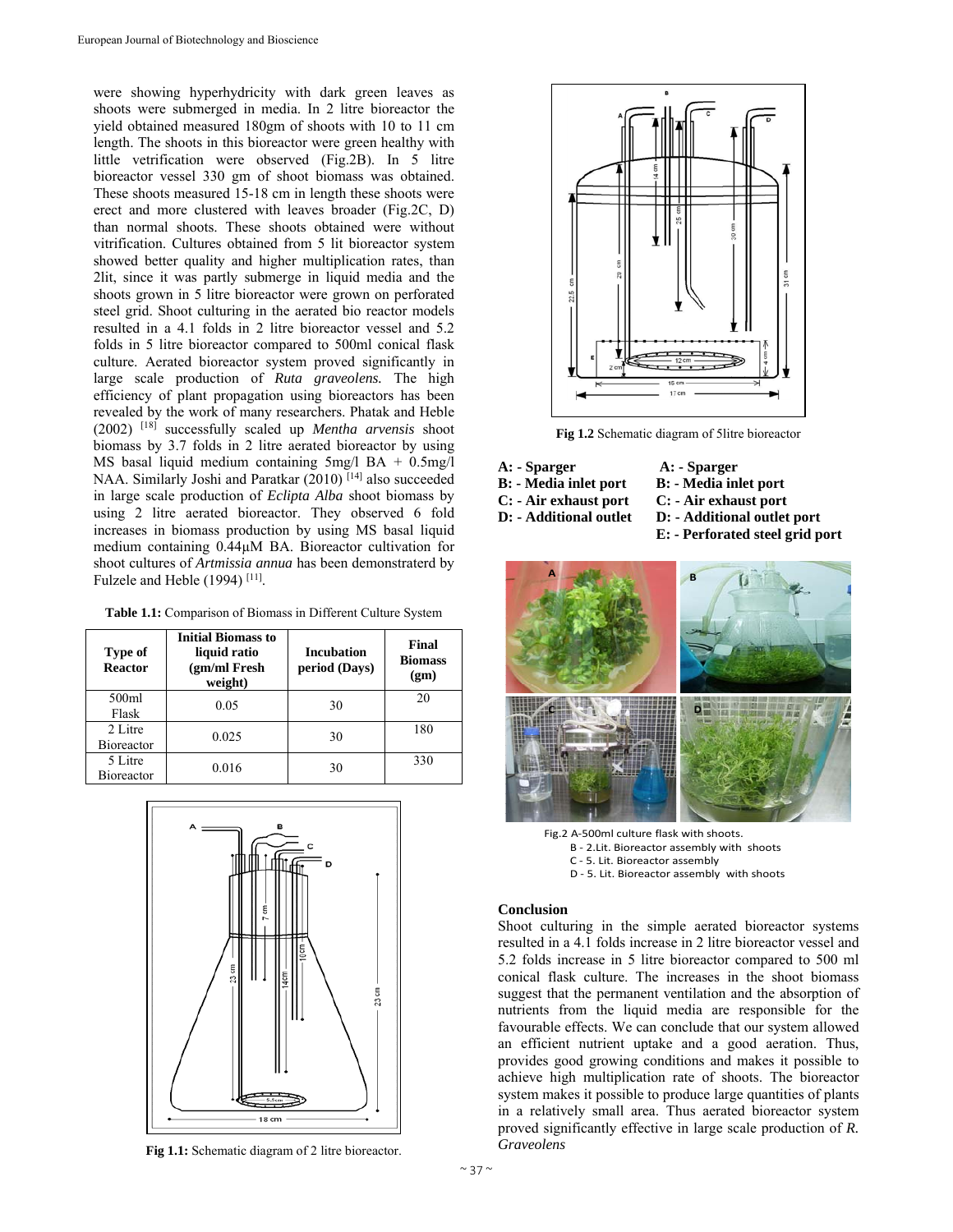were showing hyperhydricity with dark green leaves as shoots were submerged in media. In 2 litre bioreactor the yield obtained measured 180gm of shoots with 10 to 11 cm length. The shoots in this bioreactor were green healthy with little vetrification were observed (Fig.2B). In 5 litre bioreactor vessel 330 gm of shoot biomass was obtained. These shoots measured 15-18 cm in length these shoots were erect and more clustered with leaves broader (Fig.2C, D) than normal shoots. These shoots obtained were without vitrification. Cultures obtained from 5 lit bioreactor system showed better quality and higher multiplication rates, than 2lit, since it was partly submerge in liquid media and the shoots grown in 5 litre bioreactor were grown on perforated steel grid. Shoot culturing in the aerated bio reactor models resulted in a 4.1 folds in 2 litre bioreactor vessel and 5.2 folds in 5 litre bioreactor compared to 500ml conical flask culture. Aerated bioreactor system proved significantly in large scale production of *Ruta graveolens.* The high efficiency of plant propagation using bioreactors has been revealed by the work of many researchers. Phatak and Heble (2002) [18] successfully scaled up *Mentha arvensis* shoot biomass by 3.7 folds in 2 litre aerated bioreactor by using MS basal liquid medium containing 5mg/l BA + 0.5mg/l NAA. Similarly Joshi and Paratkar (2010) [14] also succeeded in large scale production of *Eclipta Alba* shoot biomass by using 2 litre aerated bioreactor. They observed 6 fold increases in biomass production by using MS basal liquid medium containing 0.44µM BA. Bioreactor cultivation for shoot cultures of *Artmissia annua* has been demonstraterd by Fulzele and Heble (1994) [11].

**Table 1.1:** Comparison of Biomass in Different Culture System

| Type of Reactor | Initial Biomass to liquid ratio (gm/ml Fresh weight) | Incubation period (Days) | Final Biomass (gm) |
|---|---|---|---|
| 500ml Flask | 0.05 | 30 | 20 |
| 2 Litre Bioreactor | 0.025 | 30 | 180 |
| 5 Litre Bioreactor | 0.016 | 30 | 330 |

**Fig 1.1:** Schematic diagram of 2 litre bioreactor.

**Fig 1.2** Schematic diagram of 5litre bioreactor

**A: - Sparger**
**B: - Media inlet port**
**C: - Air exhaust port**
**D: - Additional outlet**

**A: - Sparger**
**B: - Media inlet port**
**C: - Air exhaust port**
**D: - Additional outlet port**
**E: - Perforated steel grid port**

Fig.2 A-500ml culture flask with shoots.
B - 2.Lit. Bioreactor assembly with shoots
C - 5. Lit. Bioreactor assembly
D - 5. Lit. Bioreactor assembly with shoots

## Conclusion

Shoot culturing in the simple aerated bioreactor systems resulted in a 4.1 folds increase in 2 litre bioreactor vessel and 5.2 folds increase in 5 litre bioreactor compared to 500 ml conical flask culture. The increases in the shoot biomass suggest that the permanent ventilation and the absorption of nutrients from the liquid media are responsible for the favourable effects. We can conclude that our system allowed an efficient nutrient uptake and a good aeration. Thus, provides good growing conditions and makes it possible to achieve high multiplication rate of shoots. The bioreactor system makes it possible to produce large quantities of plants in a relatively small area. Thus aerated bioreactor system proved significantly effective in large scale production of *R. Graveolens*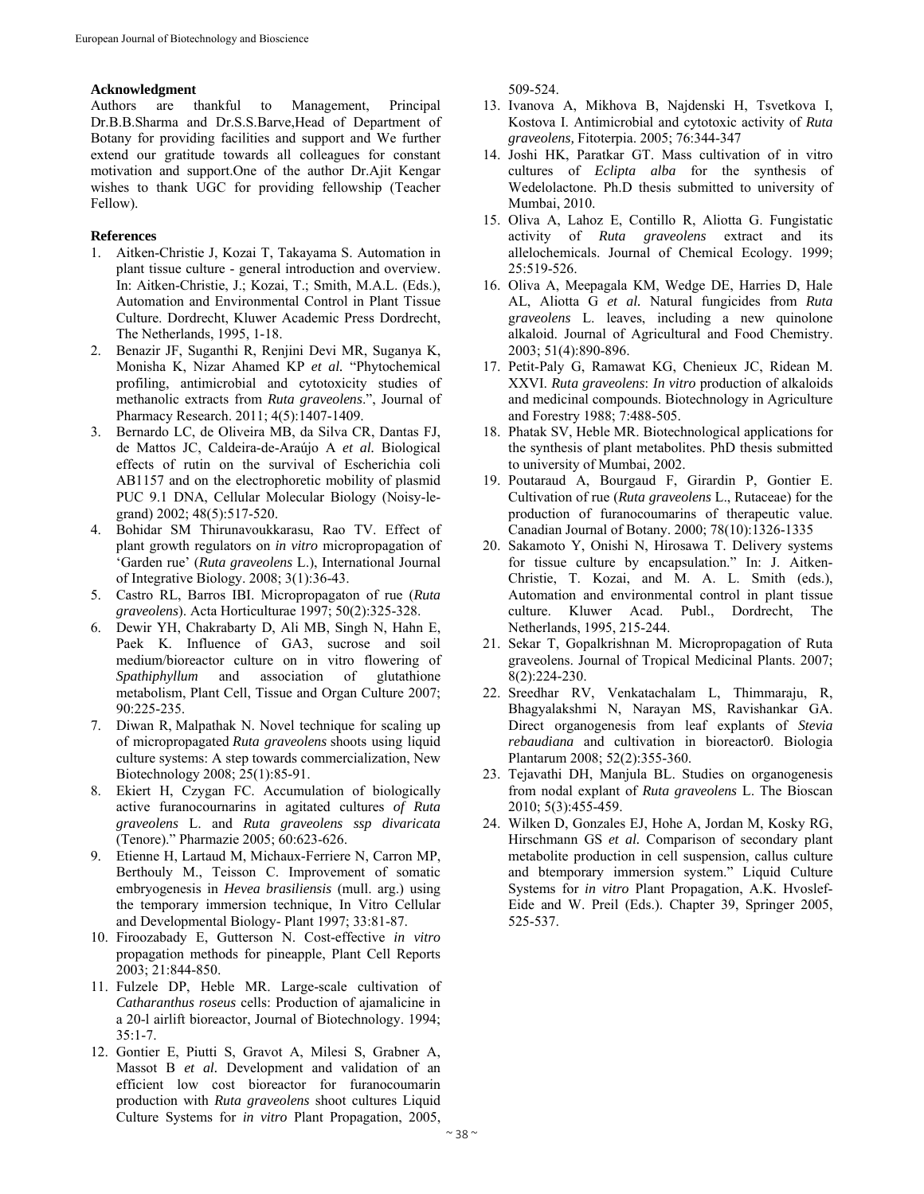**Acknowledgment**

Authors are thankful to Management, Principal Dr.B.B.Sharma and Dr.S.S.Barve,Head of Department of Botany for providing facilities and support and We further extend our gratitude towards all colleagues for constant motivation and support.One of the author Dr.Ajit Kengar wishes to thank UGC for providing fellowship (Teacher Fellow).

**References**

1. Aitken-Christie J, Kozai T, Takayama S. Automation in plant tissue culture - general introduction and overview. In: Aitken-Christie, J.; Kozai, T.; Smith, M.A.L. (Eds.), Automation and Environmental Control in Plant Tissue Culture. Dordrecht, Kluwer Academic Press Dordrecht, The Netherlands, 1995, 1-18.
2. Benazir JF, Suganthi R, Renjini Devi MR, Suganya K, Monisha K, Nizar Ahamed KP *et al.* "Phytochemical profiling, antimicrobial and cytotoxicity studies of methanolic extracts from *Ruta graveolens*.", Journal of Pharmacy Research. 2011; 4(5):1407-1409.
3. Bernardo LC, de Oliveira MB, da Silva CR, Dantas FJ, de Mattos JC, Caldeira-de-Araújo A *et al.* Biological effects of rutin on the survival of Escherichia coli AB1157 and on the electrophoretic mobility of plasmid PUC 9.1 DNA, Cellular Molecular Biology (Noisy-le-grand) 2002; 48(5):517-520.
4. Bohidar SM Thirunavoukkarasu, Rao TV. Effect of plant growth regulators on *in vitro* micropropagation of 'Garden rue' (*Ruta graveolens* L.), International Journal of Integrative Biology. 2008; 3(1):36-43.
5. Castro RL, Barros IBI. Micropropagaton of rue (*Ruta graveolens*). Acta Horticulturae 1997; 50(2):325-328.
6. Dewir YH, Chakrabarty D, Ali MB, Singh N, Hahn E, Paek K. Influence of GA3, sucrose and soil medium/bioreactor culture on in vitro flowering of *Spathiphyllum* and association of glutathione metabolism, Plant Cell, Tissue and Organ Culture 2007; 90:225-235.
7. Diwan R, Malpathak N. Novel technique for scaling up of micropropagated *Ruta graveolens* shoots using liquid culture systems: A step towards commercialization, New Biotechnology 2008; 25(1):85-91.
8. Ekiert H, Czygan FC. Accumulation of biologically active furanocournarins in agitated cultures *of Ruta graveolens* L. and *Ruta graveolens ssp divaricata* (Tenore)." Pharmazie 2005; 60:623-626.
9. Etienne H, Lartaud M, Michaux-Ferriere N, Carron MP, Berthouly M., Teisson C. Improvement of somatic embryogenesis in *Hevea brasiliensis* (mull. arg.) using the temporary immersion technique, In Vitro Cellular and Developmental Biology- Plant 1997; 33:81-87.
10. Firoozabady E, Gutterson N. Cost-effective *in vitro* propagation methods for pineapple, Plant Cell Reports 2003; 21:844-850.
11. Fulzele DP, Heble MR. Large-scale cultivation of *Catharanthus roseus* cells: Production of ajamalicine in a 20-l airlift bioreactor, Journal of Biotechnology. 1994; 35:1-7.
12. Gontier E, Piutti S, Gravot A, Milesi S, Grabner A, Massot B *et al.* Development and validation of an efficient low cost bioreactor for furanocoumarin production with *Ruta graveolens* shoot cultures Liquid Culture Systems for *in vitro* Plant Propagation, 2005, 509-524.
13. Ivanova A, Mikhova B, Najdenski H, Tsvetkova I, Kostova I. Antimicrobial and cytotoxic activity of *Ruta graveolens,* Fitoterpia. 2005; 76:344-347
14. Joshi HK, Paratkar GT. Mass cultivation of in vitro cultures of *Eclipta alba* for the synthesis of Wedelolactone. Ph.D thesis submitted to university of Mumbai, 2010.
15. Oliva A, Lahoz E, Contillo R, Aliotta G. Fungistatic activity of *Ruta graveolens* extract and its allelochemicals. Journal of Chemical Ecology. 1999; 25:519-526.
16. Oliva A, Meepagala KM, Wedge DE, Harries D, Hale AL, Aliotta G *et al.* Natural fungicides from *Ruta graveolens* L. leaves, including a new quinolone alkaloid. Journal of Agricultural and Food Chemistry. 2003; 51(4):890-896.
17. Petit-Paly G, Ramawat KG, Chenieux JC, Ridean M. XXVI. *Ruta graveolens*: *In vitro* production of alkaloids and medicinal compounds. Biotechnology in Agriculture and Forestry 1988; 7:488-505.
18. Phatak SV, Heble MR. Biotechnological applications for the synthesis of plant metabolites. PhD thesis submitted to university of Mumbai, 2002.
19. Poutaraud A, Bourgaud F, Girardin P, Gontier E. Cultivation of rue (*Ruta graveolens* L., Rutaceae) for the production of furanocoumarins of therapeutic value. Canadian Journal of Botany. 2000; 78(10):1326-1335
20. Sakamoto Y, Onishi N, Hirosawa T. Delivery systems for tissue culture by encapsulation." In: J. Aitken-Christie, T. Kozai, and M. A. L. Smith (eds.), Automation and environmental control in plant tissue culture. Kluwer Acad. Publ., Dordrecht, The Netherlands, 1995, 215-244.
21. Sekar T, Gopalkrishnan M. Micropropagation of Ruta graveolens. Journal of Tropical Medicinal Plants. 2007; 8(2):224-230.
22. Sreedhar RV, Venkatachalam L, Thimmaraju, R, Bhagyalakshmi N, Narayan MS, Ravishankar GA. Direct organogenesis from leaf explants of *Stevia rebaudiana* and cultivation in bioreactor0. Biologia Plantarum 2008; 52(2):355-360.
23. Tejavathi DH, Manjula BL. Studies on organogenesis from nodal explant of *Ruta graveolens* L. The Bioscan 2010; 5(3):455-459.
24. Wilken D, Gonzales EJ, Hohe A, Jordan M, Kosky RG, Hirschmann GS *et al.* Comparison of secondary plant metabolite production in cell suspension, callus culture and btemporary immersion system." Liquid Culture Systems for *in vitro* Plant Propagation, A.K. Hvoslef-Eide and W. Preil (Eds.). Chapter 39, Springer 2005, 525-537.